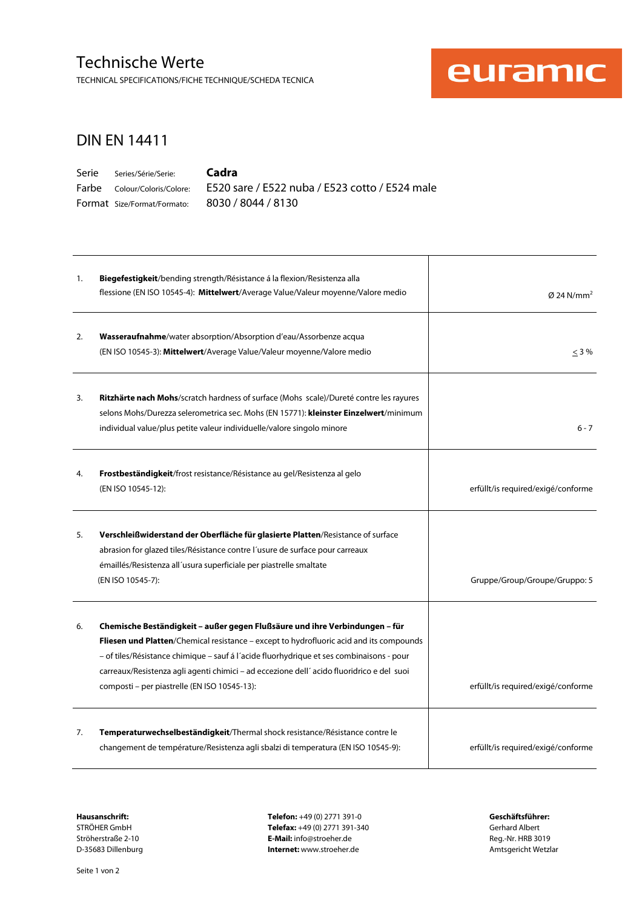# Technische Werte

TECHNICAL SPECIFICATIONS/FICHE TECHNIQUE/SCHEDA TECNICA

euramic

## DIN EN 14411

Serie Series/Série/Serie: **Cadra**
Farbe Colour/Coloris/Colore: E520 sare / E522 nuba / E523 cotto / E524 male
Format Size/Format/Formato: 8030 / 8044 / 8130

| | | |
|---|---|---|
| 1. | **Biegefestigkeit**/bending strength/Résistance á la flexion/Resistenza alla flessione (EN ISO 10545-4): **Mittelwert**/Average Value/Valeur moyenne/Valore medio | Ø 24 N/mm$^2$ |
| 2. | **Wasseraufnahme**/water absorption/Absorption d'eau/Assorbenze acqua (EN ISO 10545-3): **Mittelwert**/Average Value/Valeur moyenne/Valore medio | $\leq$ 3 % |
| 3. | **Ritzhärte nach Mohs**/scratch hardness of surface (Mohs scale)/Dureté contre les rayures selons Mohs/Durezza selerometrica sec. Mohs (EN 15771): **kleinster Einzelwert**/minimum individual value/plus petite valeur individuelle/valore singolo minore | 6 - 7 |
| 4. | **Frostbeständigkeit**/frost resistance/Résistance au gel/Resistenza al gelo (EN ISO 10545-12): | erfüllt/is required/exigé/conforme |
| 5. | **Verschleißwiderstand der Oberfläche für glasierte Platten**/Resistance of surface abrasion for glazed tiles/Résistance contre l´usure de surface pour carreaux émaillés/Resistenza all´usura superficiale per piastrelle smaltate (EN ISO 10545-7): | Gruppe/Group/Groupe/Gruppo: 5 |
| 6. | **Chemische Beständigkeit – außer gegen Flußsäure und ihre Verbindungen – für Fliesen und Platten**/Chemical resistance – except to hydrofluoric acid and its compounds – of tiles/Résistance chimique – sauf á l´acide fluorhydrique et ses combinaisons - pour carreaux/Resistenza agli agenti chimici – ad eccezione dell´ acido fluoridrico e del suoi composti – per piastrelle (EN ISO 10545-13): | erfüllt/is required/exigé/conforme |
| 7. | **Temperaturwechselbeständigkeit**/Thermal shock resistance/Résistance contre le changement de température/Resistenza agli sbalzi di temperatura (EN ISO 10545-9): | erfüllt/is required/exigé/conforme |

**Hausanschrift:**
STRÖHER GmbH
Ströherstraße 2-10
D-35683 Dillenburg

**Telefon:** +49 (0) 2771 391-0
**Telefax:** +49 (0) 2771 391-340
**E-Mail:** info@stroeher.de
**Internet:** www.stroeher.de

**Geschäftsführer:**
Gerhard Albert
Reg.-Nr. HRB 3019
Amtsgericht Wetzlar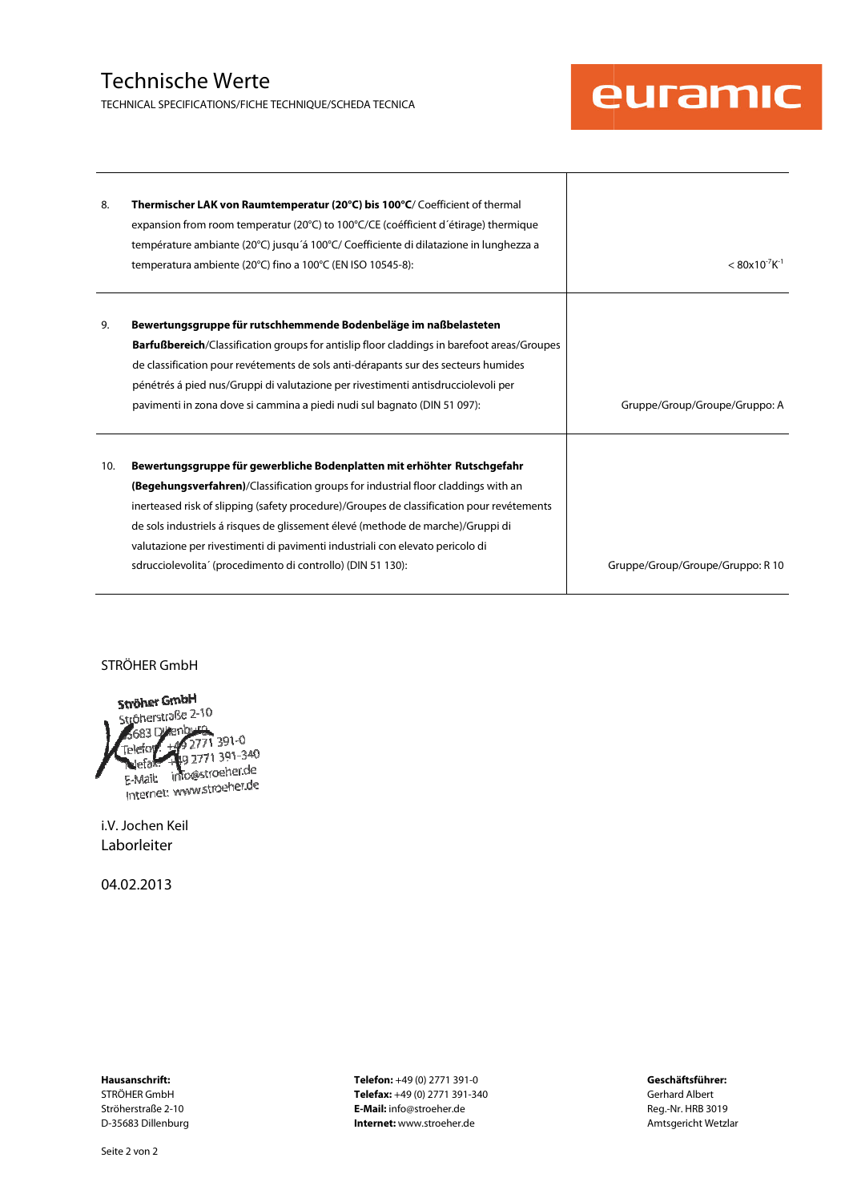# Technische Werte

TECHNICAL SPECIFICATIONS/FICHE TECHNIQUE/SCHEDA TECNICA

euramic

| | | |
|---|---|---|
| 8. | **Thermischer LAK von Raumtemperatur (20°C) bis 100°C**/ Coefficient of thermal expansion from room temperatur (20°C) to 100°C/CE (coéfficient d´étirage) thermique température ambiante (20°C) jusqu´á 100°C/ Coefficiente di dilatazione in lunghezza a temperatura ambiente (20°C) fino a 100°C (EN ISO 10545-8): | < $80x10^{-7}K^{-1}$ |
| 9. | **Bewertungsgruppe für rutschhemmende Bodenbeläge im naßbelasteten Barfußbereich**/Classification groups for antislip floor claddings in barefoot areas/Groupes de classification pour revétements de sols anti-dérapants sur des secteurs humides pénétrés á pied nus/Gruppi di valutazione per rivestimenti antisdrucciolevoli per pavimenti in zona dove si cammina a piedi nudi sul bagnato (DIN 51 097): | Gruppe/Group/Groupe/Gruppo: A |
| 10. | **Bewertungsgruppe für gewerbliche Bodenplatten mit erhöhter Rutschgefahr (Begehungsverfahren)**/Classification groups for industrial floor claddings with an inerteased risk of slipping (safety procedure)/Groupes de classification pour revétements de sols industriels á risques de glissement élevé (methode de marche)/Gruppi di valutazione per rivestimenti di pavimenti industriali con elevato pericolo di sdrucciolevolita´ (procedimento di controllo) (DIN 51 130): | Gruppe/Group/Groupe/Gruppo: R 10 |

STRÖHER GmbH

Ströher GmbH
Ströherstraße 2-10
35683 Dillenburg
Telefon: +49 2771 391-0
Telefax: +49 2771 391-340
E-Mail: info@stroeher.de
Internet: www.stroeher.de

i.V. Jochen Keil
Laborleiter

04.02.2013

**Hausanschrift:**
STRÖHER GmbH
Ströherstraße 2-10
D-35683 Dillenburg

**Telefon:** +49 (0) 2771 391-0
**Telefax:** +49 (0) 2771 391-340
**E-Mail:** info@stroeher.de
**Internet:** www.stroeher.de

**Geschäftsführer:**
Gerhard Albert
Reg.-Nr. HRB 3019
Amtsgericht Wetzlar